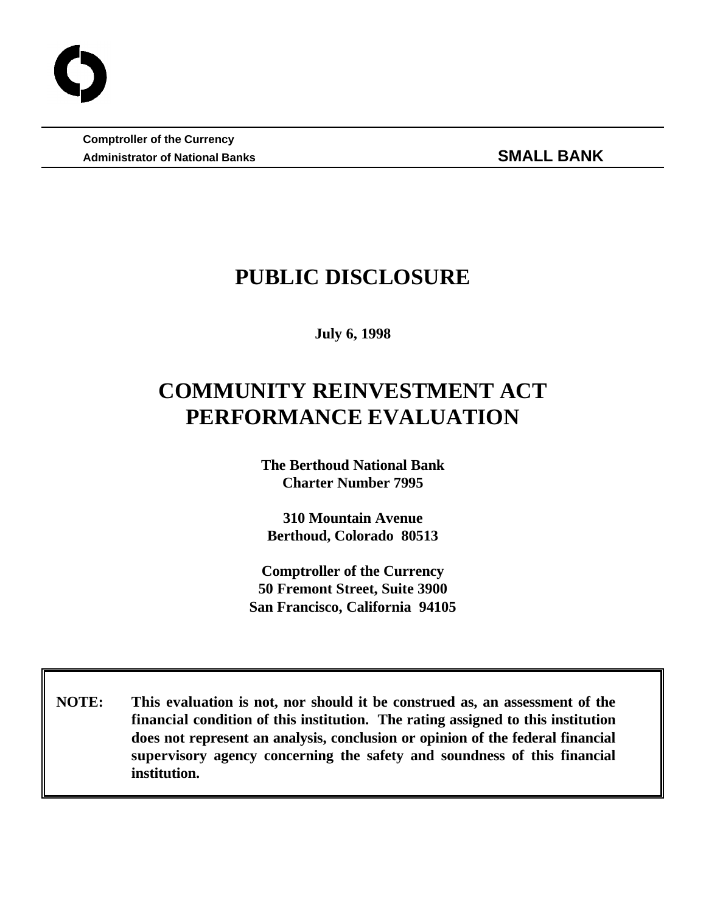**Comptroller of the Currency**
**Administrator of National Banks** **SMALL BANK**

# PUBLIC DISCLOSURE

**July 6, 1998**

# COMMUNITY REINVESTMENT ACT PERFORMANCE EVALUATION

**The Berthoud National Bank**
**Charter Number 7995**

**310 Mountain Avenue**
**Berthoud, Colorado 80513**

**Comptroller of the Currency**
**50 Fremont Street, Suite 3900**
**San Francisco, California 94105**

**NOTE: This evaluation is not, nor should it be construed as, an assessment of the financial condition of this institution. The rating assigned to this institution does not represent an analysis, conclusion or opinion of the federal financial supervisory agency concerning the safety and soundness of this financial institution.**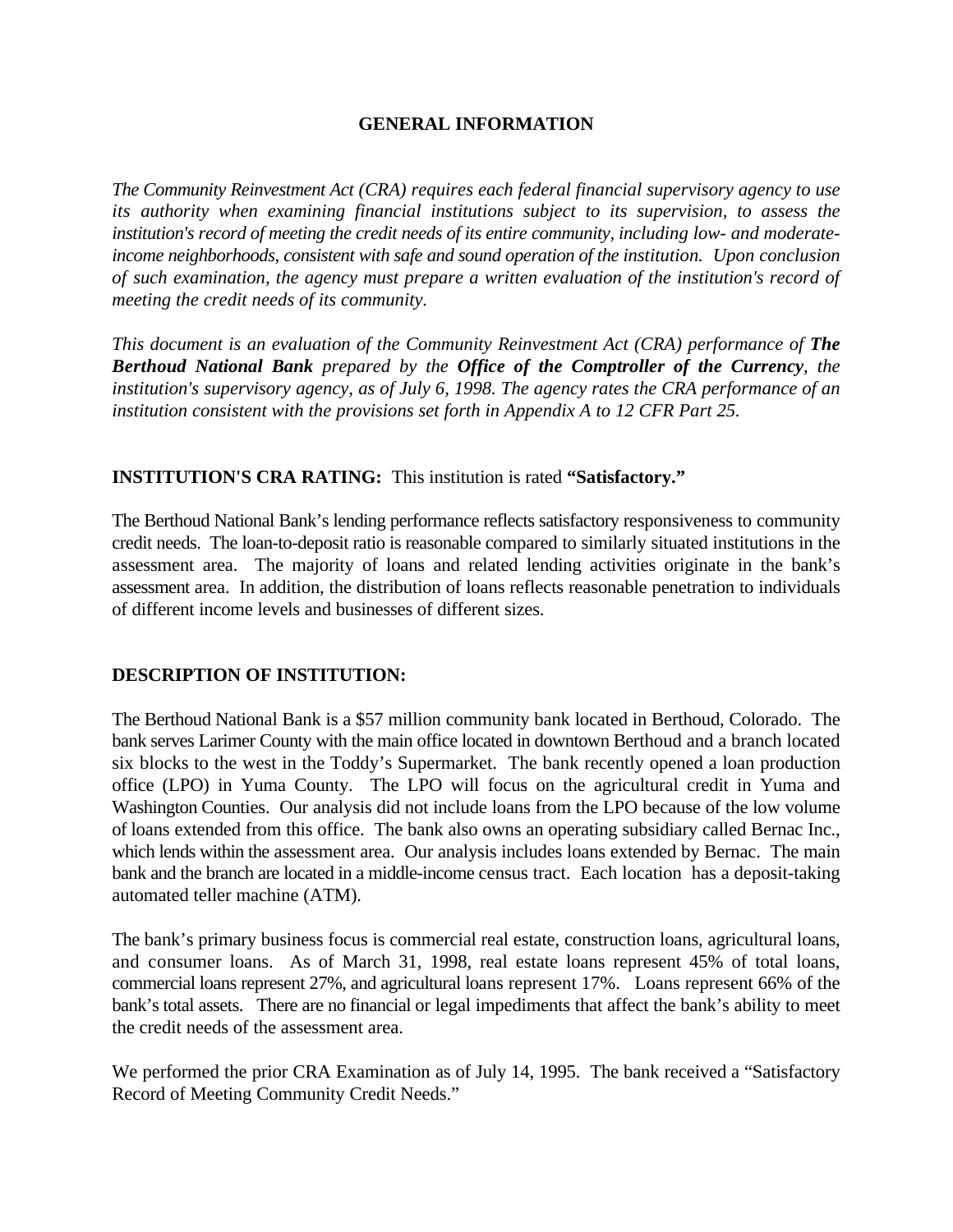## GENERAL INFORMATION

*The Community Reinvestment Act (CRA) requires each federal financial supervisory agency to use its authority when examining financial institutions subject to its supervision, to assess the institution's record of meeting the credit needs of its entire community, including low- and moderate-income neighborhoods, consistent with safe and sound operation of the institution. Upon conclusion of such examination, the agency must prepare a written evaluation of the institution's record of meeting the credit needs of its community.*

*This document is an evaluation of the Community Reinvestment Act (CRA) performance of **The Berthoud National Bank** prepared by the **Office of the Comptroller of the Currency**, the institution's supervisory agency, as of July 6, 1998. The agency rates the CRA performance of an institution consistent with the provisions set forth in Appendix A to 12 CFR Part 25.*

**INSTITUTION'S CRA RATING:** This institution is rated **"Satisfactory."**

The Berthoud National Bank's lending performance reflects satisfactory responsiveness to community credit needs. The loan-to-deposit ratio is reasonable compared to similarly situated institutions in the assessment area. The majority of loans and related lending activities originate in the bank's assessment area. In addition, the distribution of loans reflects reasonable penetration to individuals of different income levels and businesses of different sizes.

**DESCRIPTION OF INSTITUTION:**

The Berthoud National Bank is a $57 million community bank located in Berthoud, Colorado. The bank serves Larimer County with the main office located in downtown Berthoud and a branch located six blocks to the west in the Toddy's Supermarket. The bank recently opened a loan production office (LPO) in Yuma County. The LPO will focus on the agricultural credit in Yuma and Washington Counties. Our analysis did not include loans from the LPO because of the low volume of loans extended from this office. The bank also owns an operating subsidiary called Bernac Inc., which lends within the assessment area. Our analysis includes loans extended by Bernac. The main bank and the branch are located in a middle-income census tract. Each location has a deposit-taking automated teller machine (ATM).

The bank's primary business focus is commercial real estate, construction loans, agricultural loans, and consumer loans. As of March 31, 1998, real estate loans represent 45% of total loans, commercial loans represent 27%, and agricultural loans represent 17%. Loans represent 66% of the bank's total assets. There are no financial or legal impediments that affect the bank's ability to meet the credit needs of the assessment area.

We performed the prior CRA Examination as of July 14, 1995. The bank received a "Satisfactory Record of Meeting Community Credit Needs."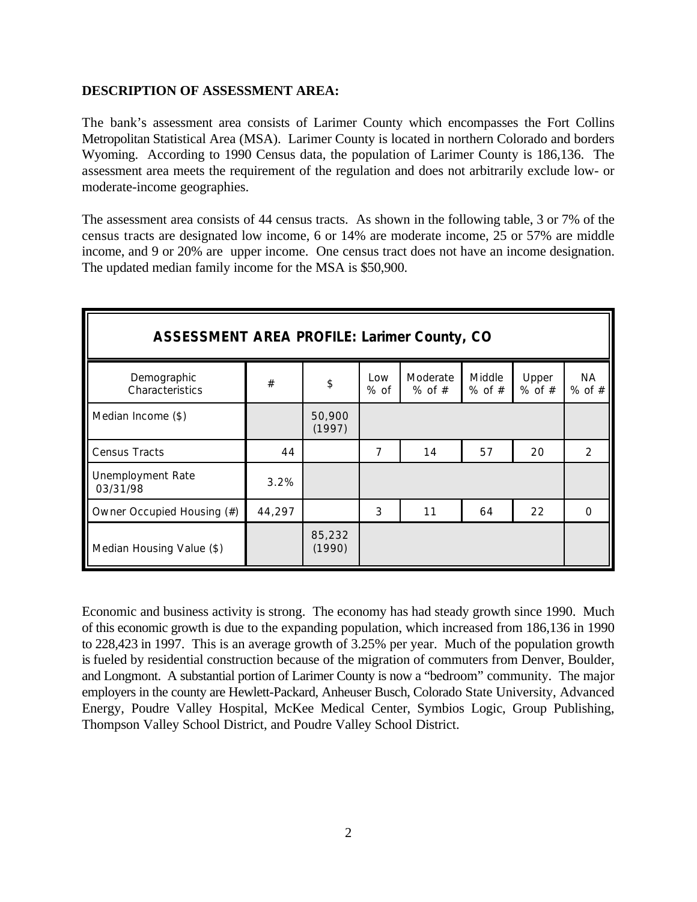**DESCRIPTION OF ASSESSMENT AREA:**

The bank's assessment area consists of Larimer County which encompasses the Fort Collins Metropolitan Statistical Area (MSA). Larimer County is located in northern Colorado and borders Wyoming. According to 1990 Census data, the population of Larimer County is 186,136. The assessment area meets the requirement of the regulation and does not arbitrarily exclude low- or moderate-income geographies.

The assessment area consists of 44 census tracts. As shown in the following table, 3 or 7% of the census tracts are designated low income, 6 or 14% are moderate income, 25 or 57% are middle income, and 9 or 20% are upper income. One census tract does not have an income designation. The updated median family income for the MSA is $50,900.

| ASSESSMENT AREA PROFILE: Larimer County, CO | | | | | | | |
|---|---|---|---|---|---|---|---|
| Demographic Characteristics | # | $ | Low % of | Moderate % of # | Middle % of # | Upper % of # | NA % of # |
| Median Income ($) | | 50,900 (1997) | | | | | |
| Census Tracts | 44 | | 7 | 14 | 57 | 20 | 2 |
| Unemployment Rate 03/31/98 | 3.2% | | | | | | |
| Owner Occupied Housing (#) | 44,297 | | 3 | 11 | 64 | 22 | 0 |
| Median Housing Value ($) | | 85,232 (1990) | | | | | |

Economic and business activity is strong. The economy has had steady growth since 1990. Much of this economic growth is due to the expanding population, which increased from 186,136 in 1990 to 228,423 in 1997. This is an average growth of 3.25% per year. Much of the population growth is fueled by residential construction because of the migration of commuters from Denver, Boulder, and Longmont. A substantial portion of Larimer County is now a "bedroom" community. The major employers in the county are Hewlett-Packard, Anheuser Busch, Colorado State University, Advanced Energy, Poudre Valley Hospital, McKee Medical Center, Symbios Logic, Group Publishing, Thompson Valley School District, and Poudre Valley School District.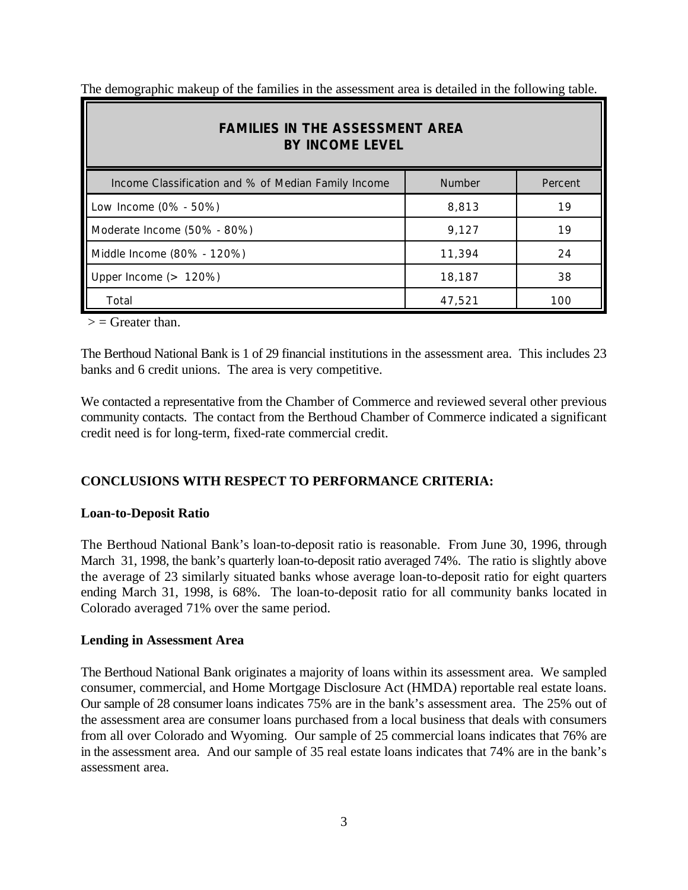The demographic makeup of the families in the assessment area is detailed in the following table.

| FAMILIES IN THE ASSESSMENT AREA BY INCOME LEVEL | | |
|---|---|---|
| Income Classification and % of Median Family Income | Number | Percent |
| Low Income (0% - 50%) | 8,813 | 19 |
| Moderate Income (50% - 80%) | 9,127 | 19 |
| Middle Income (80% - 120%) | 11,394 | 24 |
| Upper Income (> 120%) | 18,187 | 38 |
| Total | 47,521 | 100 |

> = Greater than.

The Berthoud National Bank is 1 of 29 financial institutions in the assessment area. This includes 23 banks and 6 credit unions. The area is very competitive.

We contacted a representative from the Chamber of Commerce and reviewed several other previous community contacts. The contact from the Berthoud Chamber of Commerce indicated a significant credit need is for long-term, fixed-rate commercial credit.

## CONCLUSIONS WITH RESPECT TO PERFORMANCE CRITERIA:

### Loan-to-Deposit Ratio

The Berthoud National Bank's loan-to-deposit ratio is reasonable. From June 30, 1996, through March 31, 1998, the bank's quarterly loan-to-deposit ratio averaged 74%. The ratio is slightly above the average of 23 similarly situated banks whose average loan-to-deposit ratio for eight quarters ending March 31, 1998, is 68%. The loan-to-deposit ratio for all community banks located in Colorado averaged 71% over the same period.

### Lending in Assessment Area

The Berthoud National Bank originates a majority of loans within its assessment area. We sampled consumer, commercial, and Home Mortgage Disclosure Act (HMDA) reportable real estate loans. Our sample of 28 consumer loans indicates 75% are in the bank's assessment area. The 25% out of the assessment area are consumer loans purchased from a local business that deals with consumers from all over Colorado and Wyoming. Our sample of 25 commercial loans indicates that 76% are in the assessment area. And our sample of 35 real estate loans indicates that 74% are in the bank's assessment area.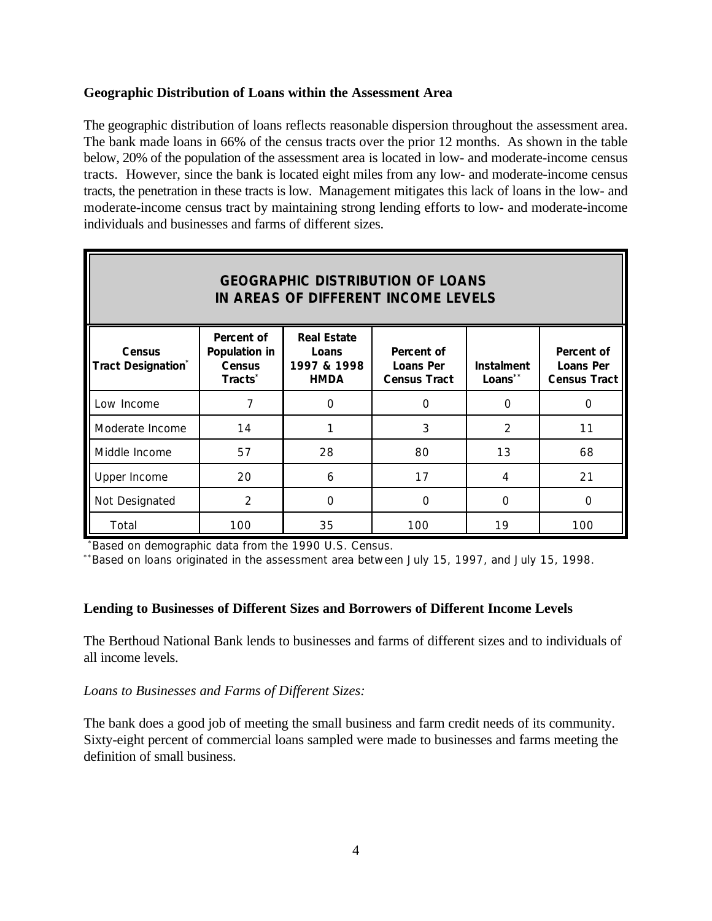**Geographic Distribution of Loans within the Assessment Area**

The geographic distribution of loans reflects reasonable dispersion throughout the assessment area. The bank made loans in 66% of the census tracts over the prior 12 months. As shown in the table below, 20% of the population of the assessment area is located in low- and moderate-income census tracts. However, since the bank is located eight miles from any low- and moderate-income census tracts, the penetration in these tracts is low. Management mitigates this lack of loans in the low- and moderate-income census tract by maintaining strong lending efforts to low- and moderate-income individuals and businesses and farms of different sizes.

| **GEOGRAPHIC DISTRIBUTION OF LOANS IN AREAS OF DIFFERENT INCOME LEVELS** | | | | | |
|---|---|---|---|---|---|
| **Census Tract Designation*** | **Percent of Population in Census Tracts*** | **Real Estate Loans 1997 & 1998 HMDA** | **Percent of Loans Per Census Tract** | **Instalment Loans**** | **Percent of Loans Per Census Tract** |
| Low Income | 7 | 0 | 0 | 0 | 0 |
| Moderate Income | 14 | 1 | 3 | 2 | 11 |
| Middle Income | 57 | 28 | 80 | 13 | 68 |
| Upper Income | 20 | 6 | 17 | 4 | 21 |
| Not Designated | 2 | 0 | 0 | 0 | 0 |
| Total | 100 | 35 | 100 | 19 | 100 |

*Based on demographic data from the 1990 U.S. Census.
**Based on loans originated in the assessment area between July 15, 1997, and July 15, 1998.

**Lending to Businesses of Different Sizes and Borrowers of Different Income Levels**

The Berthoud National Bank lends to businesses and farms of different sizes and to individuals of all income levels.

*Loans to Businesses and Farms of Different Sizes:*

The bank does a good job of meeting the small business and farm credit needs of its community. Sixty-eight percent of commercial loans sampled were made to businesses and farms meeting the definition of small business.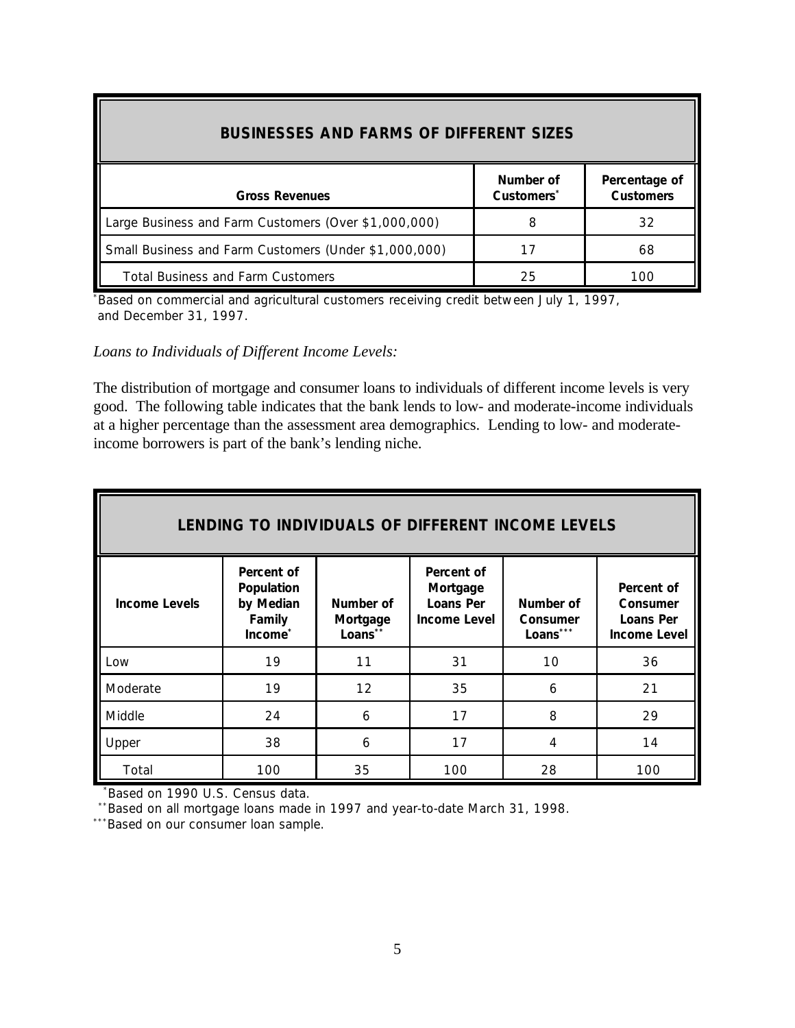| BUSINESSES AND FARMS OF DIFFERENT SIZES | | |
|---|---|---|
| Gross Revenues | Number of Customers* | Percentage of Customers |
| Large Business and Farm Customers (Over $1,000,000) | 8 | 32 |
| Small Business and Farm Customers (Under $1,000,000) | 17 | 68 |
| Total Business and Farm Customers | 25 | 100 |

*Based on commercial and agricultural customers receiving credit between July 1, 1997, and December 31, 1997.

*Loans to Individuals of Different Income Levels:*

The distribution of mortgage and consumer loans to individuals of different income levels is very good. The following table indicates that the bank lends to low- and moderate-income individuals at a higher percentage than the assessment area demographics. Lending to low- and moderate-income borrowers is part of the bank's lending niche.

| LENDING TO INDIVIDUALS OF DIFFERENT INCOME LEVELS | | | | | |
|---|---|---|---|---|---|
| Income Levels | Percent of Population by Median Family Income* | Number of Mortgage Loans** | Percent of Mortgage Loans Per Income Level | Number of Consumer Loans*** | Percent of Consumer Loans Per Income Level |
| Low | 19 | 11 | 31 | 10 | 36 |
| Moderate | 19 | 12 | 35 | 6 | 21 |
| Middle | 24 | 6 | 17 | 8 | 29 |
| Upper | 38 | 6 | 17 | 4 | 14 |
| Total | 100 | 35 | 100 | 28 | 100 |

*Based on 1990 U.S. Census data.
**Based on all mortgage loans made in 1997 and year-to-date March 31, 1998.
***Based on our consumer loan sample.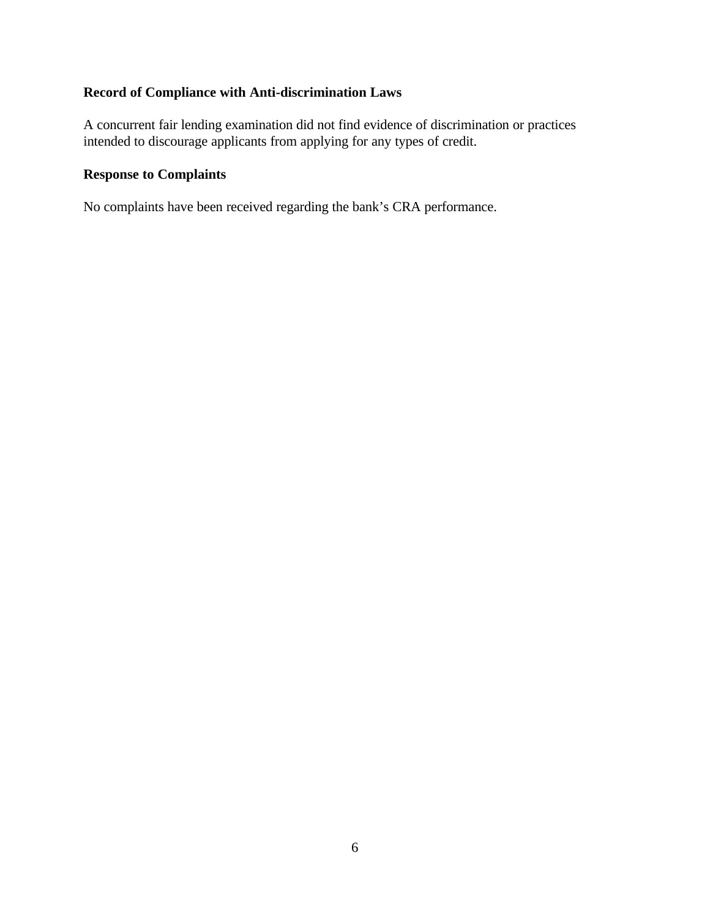**Record of Compliance with Anti-discrimination Laws**

A concurrent fair lending examination did not find evidence of discrimination or practices intended to discourage applicants from applying for any types of credit.

**Response to Complaints**

No complaints have been received regarding the bank's CRA performance.